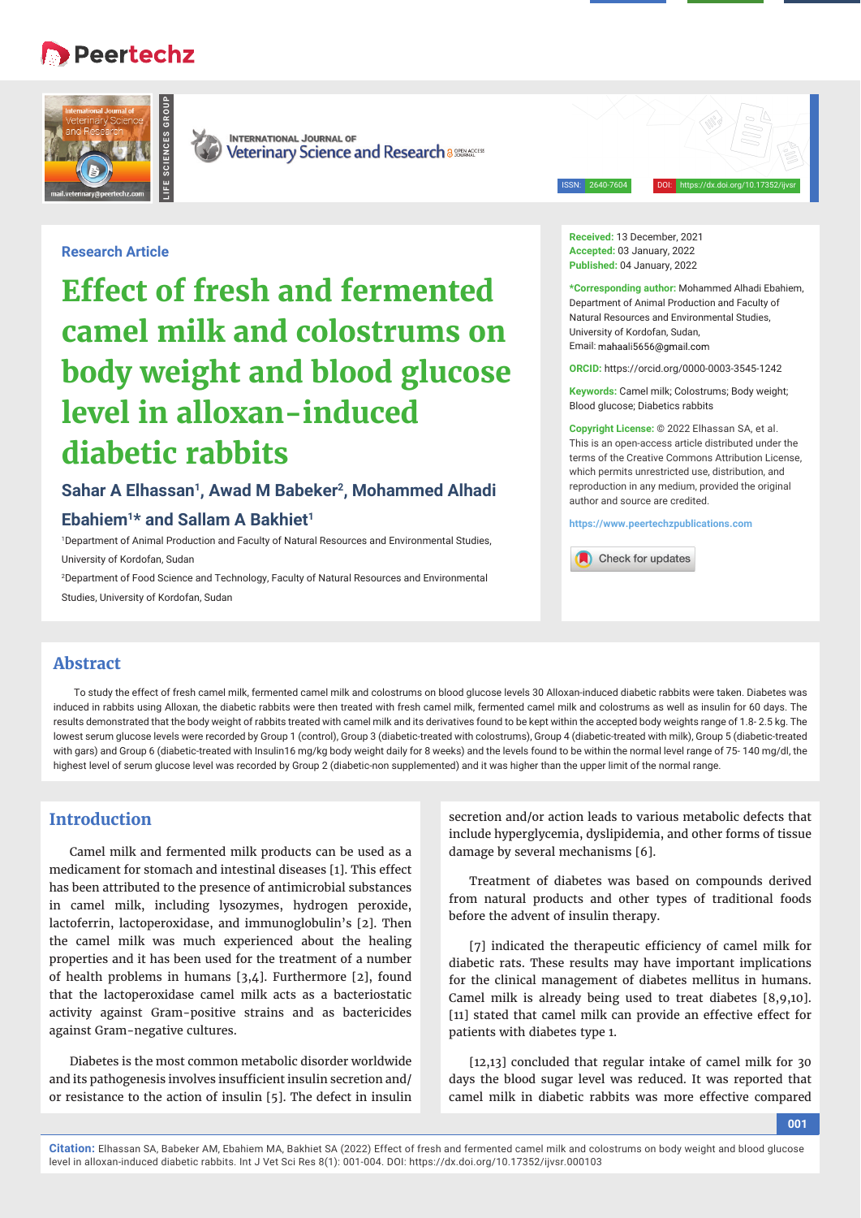Research Article

# Effect of fresh and fermented camel milk and colostrums on body weight and blood glucose level in alloxan-induced diabetic rabbits

**Sahar A Elhassan[1], Awad M Babeker[2], Mohammed Alhadi Ebahiem[1]* and Sallam A Bakhiet[1]**

[1]Department of Animal Production and Faculty of Natural Resources and Environmental Studies, University of Kordofan, Sudan

[2]Department of Food Science and Technology, Faculty of Natural Resources and Environmental Studies, University of Kordofan, Sudan

**Received:** 13 December, 2021
**Accepted:** 03 January, 2022
**Published:** 04 January, 2022

***Corresponding author:** Mohammed Alhadi Ebahiem, Department of Animal Production and Faculty of Natural Resources and Environmental Studies, University of Kordofan, Sudan, Email: mahaali5656@gmail.com

**ORCID:** https://orcid.org/0000-0003-3545-1242

**Keywords:** Camel milk; Colostrums; Body weight; Blood glucose; Diabetics rabbits

**Copyright License:** © 2022 Elhassan SA, et al. This is an open-access article distributed under the terms of the Creative Commons Attribution License, which permits unrestricted use, distribution, and reproduction in any medium, provided the original author and source are credited.

https://www.peertechzpublications.com

## Abstract

To study the effect of fresh camel milk, fermented camel milk and colostrums on blood glucose levels 30 Alloxan-induced diabetic rabbits were taken. Diabetes was induced in rabbits using Alloxan, the diabetic rabbits were then treated with fresh camel milk, fermented camel milk and colostrums as well as insulin for 60 days. The results demonstrated that the body weight of rabbits treated with camel milk and its derivatives found to be kept within the accepted body weights range of 1.8- 2.5 kg. The lowest serum glucose levels were recorded by Group 1 (control), Group 3 (diabetic-treated with colostrums), Group 4 (diabetic-treated with milk), Group 5 (diabetic-treated with gars) and Group 6 (diabetic-treated with Insulin16 mg/kg body weight daily for 8 weeks) and the levels found to be within the normal level range of 75- 140 mg/dl, the highest level of serum glucose level was recorded by Group 2 (diabetic-non supplemented) and it was higher than the upper limit of the normal range.

## Introduction

Camel milk and fermented milk products can be used as a medicament for stomach and intestinal diseases [1]. This effect has been attributed to the presence of antimicrobial substances in camel milk, including lysozymes, hydrogen peroxide, lactoferrin, lactoperoxidase, and immunoglobulin's [2]. Then the camel milk was much experienced about the healing properties and it has been used for the treatment of a number of health problems in humans [3,4]. Furthermore [2], found that the lactoperoxidase camel milk acts as a bacteriostatic activity against Gram-positive strains and as bactericides against Gram-negative cultures.

Diabetes is the most common metabolic disorder worldwide and its pathogenesis involves insufficient insulin secretion and/or resistance to the action of insulin [5]. The defect in insulin secretion and/or action leads to various metabolic defects that include hyperglycemia, dyslipidemia, and other forms of tissue damage by several mechanisms [6].

Treatment of diabetes was based on compounds derived from natural products and other types of traditional foods before the advent of insulin therapy.

[7] indicated the therapeutic efficiency of camel milk for diabetic rats. These results may have important implications for the clinical management of diabetes mellitus in humans. Camel milk is already being used to treat diabetes [8,9,10]. [11] stated that camel milk can provide an effective effect for patients with diabetes type 1.

[12,13] concluded that regular intake of camel milk for 30 days the blood sugar level was reduced. It was reported that camel milk in diabetic rabbits was more effective compared

**Citation:** Elhassan SA, Babeker AM, Ebahiem MA, Bakhiet SA (2022) Effect of fresh and fermented camel milk and colostrums on body weight and blood glucose level in alloxan-induced diabetic rabbits. Int J Vet Sci Res 8(1): 001-004. DOI: https://dx.doi.org/10.17352/ijvsr.000103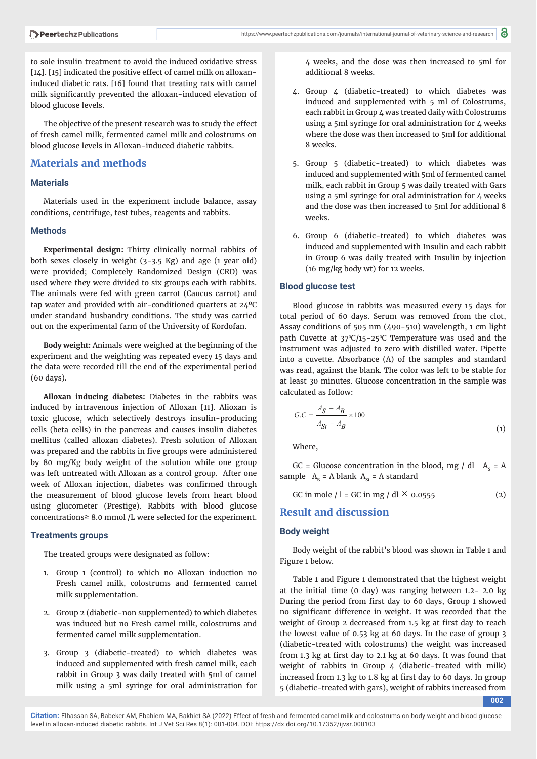to sole insulin treatment to avoid the induced oxidative stress [14]. [15] indicated the positive effect of camel milk on alloxan-induced diabetic rats. [16] found that treating rats with camel milk significantly prevented the alloxan-induced elevation of blood glucose levels.

The objective of the present research was to study the effect of fresh camel milk, fermented camel milk and colostrums on blood glucose levels in Alloxan-induced diabetic rabbits.

## Materials and methods

### Materials

Materials used in the experiment include balance, assay conditions, centrifuge, test tubes, reagents and rabbits.

### Methods

**Experimental design:** Thirty clinically normal rabbits of both sexes closely in weight (3-3.5 Kg) and age (1 year old) were provided; Completely Randomized Design (CRD) was used where they were divided to six groups each with rabbits. The animals were fed with green carrot (Caucus carrot) and tap water and provided with air-conditioned quarters at 24ºC under standard husbandry conditions. The study was carried out on the experimental farm of the University of Kordofan.

**Body weight:** Animals were weighed at the beginning of the experiment and the weighting was repeated every 15 days and the data were recorded till the end of the experimental period (60 days).

**Alloxan inducing diabetes:** Diabetes in the rabbits was induced by intravenous injection of Alloxan [11]. Alioxan is toxic glucose, which selectively destroys insulin-producing cells (beta cells) in the pancreas and causes insulin diabetes mellitus (called alloxan diabetes). Fresh solution of Alloxan was prepared and the rabbits in five groups were administered by 80 mg/Kg body weight of the solution while one group was left untreated with Alloxan as a control group. After one week of Alloxan injection, diabetes was confirmed through the measurement of blood glucose levels from heart blood using glucometer (Prestige). Rabbits with blood glucose concentrations≥ 8.0 mmol /L were selected for the experiment.

### Treatments groups

The treated groups were designated as follow:

1. Group 1 (control) to which no Alloxan induction no Fresh camel milk, colostrums and fermented camel milk supplementation.
2. Group 2 (diabetic-non supplemented) to which diabetes was induced but no Fresh camel milk, colostrums and fermented camel milk supplementation.
3. Group 3 (diabetic-treated) to which diabetes was induced and supplemented with fresh camel milk, each rabbit in Group 3 was daily treated with 5ml of camel milk using a 5ml syringe for oral administration for 4 weeks, and the dose was then increased to 5ml for additional 8 weeks.
4. Group 4 (diabetic-treated) to which diabetes was induced and supplemented with 5 ml of Colostrums, each rabbit in Group 4 was treated daily with Colostrums using a 5ml syringe for oral administration for 4 weeks where the dose was then increased to 5ml for additional 8 weeks.
5. Group 5 (diabetic-treated) to which diabetes was induced and supplemented with 5ml of fermented camel milk, each rabbit in Group 5 was daily treated with Gars using a 5ml syringe for oral administration for 4 weeks and the dose was then increased to 5ml for additional 8 weeks.
6. Group 6 (diabetic-treated) to which diabetes was induced and supplemented with Insulin and each rabbit in Group 6 was daily treated with Insulin by injection (16 mg/kg body wt) for 12 weeks.

### Blood glucose test

Blood glucose in rabbits was measured every 15 days for total period of 60 days. Serum was removed from the clot, Assay conditions of 505 nm (490-510) wavelength, 1 cm light path Cuvette at 37ºC/15-25ºC Temperature was used and the instrument was adjusted to zero with distilled water. Pipette into a cuvette. Absorbance (A) of the samples and standard was read, against the blank. The color was left to be stable for at least 30 minutes. Glucose concentration in the sample was calculated as follow:

$$G.C = \frac{A_S - A_B}{A_{St} - A_B} \times 100 \tag{1}$$

Where,

GC = Glucose concentration in the blood, mg / dl $A_s$ = A sample $A_B$ = A blank $A_{st}$ = A standard

$$\text{GC in mole / l} = \text{GC in mg / dl} \times 0.0555 \tag{2}$$

## Result and discussion

### Body weight

Body weight of the rabbit's blood was shown in Table 1 and Figure 1 below.

Table 1 and Figure 1 demonstrated that the highest weight at the initial time (0 day) was ranging between 1.2- 2.0 kg During the period from first day to 60 days, Group 1 showed no significant difference in weight. It was recorded that the weight of Group 2 decreased from 1.5 kg at first day to reach the lowest value of 0.53 kg at 60 days. In the case of group 3 (diabetic-treated with colostrums) the weight was increased from 1.3 kg at first day to 2.1 kg at 60 days. It was found that weight of rabbits in Group 4 (diabetic-treated with milk) increased from 1.3 kg to 1.8 kg at first day to 60 days. In group 5 (diabetic-treated with gars), weight of rabbits increased from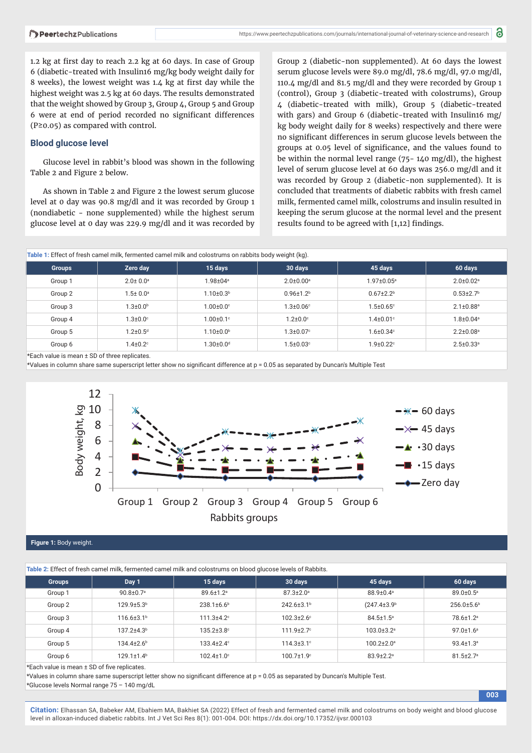1.2 kg at first day to reach 2.2 kg at 60 days. In case of Group 6 (diabetic-treated with Insulin16 mg/kg body weight daily for 8 weeks), the lowest weight was 1.4 kg at first day while the highest weight was 2.5 kg at 60 days. The results demonstrated that the weight showed by Group 3, Group 4, Group 5 and Group 6 were at end of period recorded no significant differences (P≥0.05) as compared with control.

## Blood glucose level

Glucose level in rabbit's blood was shown in the following Table 2 and Figure 2 below.

As shown in Table 2 and Figure 2 the lowest serum glucose level at 0 day was 90.8 mg/dl and it was recorded by Group 1 (nondiabetic - none supplemented) while the highest serum glucose level at 0 day was 229.9 mg/dl and it was recorded by Group 2 (diabetic-non supplemented). At 60 days the lowest serum glucose levels were 89.0 mg/dl, 78.6 mg/dl, 97.0 mg/dl, 110.4 mg/dl and 81.5 mg/dl and they were recorded by Group 1 (control), Group 3 (diabetic-treated with colostrums), Group 4 (diabetic-treated with milk), Group 5 (diabetic-treated with gars) and Group 6 (diabetic-treated with Insulin16 mg/kg body weight daily for 8 weeks) respectively and there were no significant differences in serum glucose levels between the groups at 0.05 level of significance, and the values found to be within the normal level range (75- 140 mg/dl), the highest level of serum glucose level at 60 days was 256.0 mg/dl and it was recorded by Group 2 (diabetic-non supplemented). It is concluded that treatments of diabetic rabbits with fresh camel milk, fermented camel milk, colostrums and insulin resulted in keeping the serum glucose at the normal level and the present results found to be agreed with [1,12] findings.

**Table 1:** Effect of fresh camel milk, fermented camel milk and colostrums on rabbits body weight (kg).

| Groups | Zero day | 15 days | 30 days | 45 days | 60 days |
|---|---|---|---|---|---|
| Group 1 | 2.0± 0.0ᵃ | 1.98±04ᵃ | 2.0±0.00ᵃ | 1.97±0.05ᵃ | 2.0±0.02ᵃ |
| Group 2 | 1.5± 0.0ᵃ | 1.10±0.3ᵇ | 0.96±1.2ᵇ | 0.67±2.2ᵇ | 0.53±2.7ᵇ |
| Group 3 | 1.3±0.0ᵇ | 1.00±0.0ᶜ | 1.3±0.06ᶜ | 1.5±0.65ᶜ | 2.1±0.88ᵃ |
| Group 4 | 1.3±0.0ᶜ | 1.00±0.1ᶜ | 1.2±0.0ᶜ | 1.4±0.01ᶜ | 1.8±0.04ᵃ |
| Group 5 | 1.2±0.5ᵈ | 1.10±0.0ᵇ | 1.3±0.07ᶜ | 1.6±0.34ᶜ | 2.2±0.08ᵃ |
| Group 6 | 1.4±0.2ᶜ | 1.30±0.0ᵈ | 1.5±0.03ᶜ | 1.9±0.22ᶜ | 2.5±0.33ᵃ |

*Each value is mean ± SD of three replicates.
*Values in column share same superscript letter show no significant difference at p = 0.05 as separated by Duncan's Multiple Test

**Figure 1:** Body weight.

**Table 2:** Effect of fresh camel milk, fermented camel milk and colostrums on blood glucose levels of Rabbits.

| Groups | Day 1 | 15 days | 30 days | 45 days | 60 days |
|---|---|---|---|---|---|
| Group 1 | 90.8±0.7ᵃ | 89.6±1.2ᵃ | 87.3±2.0ᵃ | 88.9±0.4ᵃ | 89.0±0.5ᵃ |
| Group 2 | 129.9±5.3ᵇ | 238.1±6.6ᵇ | 242.6±3.1ᵇ | (247.4±3.9ᵇ | 256.0±5.6ᵇ |
| Group 3 | 116.6±3.1ᵇ | 111.3±4.2ᶜ | 102.3±2.6ᶜ | 84.5±1.5ᵃ | 78.6±1.2ᵃ |
| Group 4 | 137.2±4.3ᵇ | 135.2±3.8ᶜ | 111.9±2.7ᶜ | 103.0±3.2ᵃ | 97.0±1.6ᵃ |
| Group 5 | 134.4±2.6ᵇ | 133.4±2.4ᶜ | 114.3±3.1ᶜ | 100.2±2.0ᵃ | 93.4±1.3ᵃ |
| Group 6 | 129.1±1.4ᵇ | 102.4±1.0ᶜ | 100.7±1.9ᶜ | 83.9±2.2ᵃ | 81.5±2.7ᵃ |

*Each value is mean ± SD of five replicates.
*Values in column share same superscript letter show no significant difference at p = 0.05 as separated by Duncan's Multiple Test.
*Glucose levels Normal range 75 – 140 mg/dL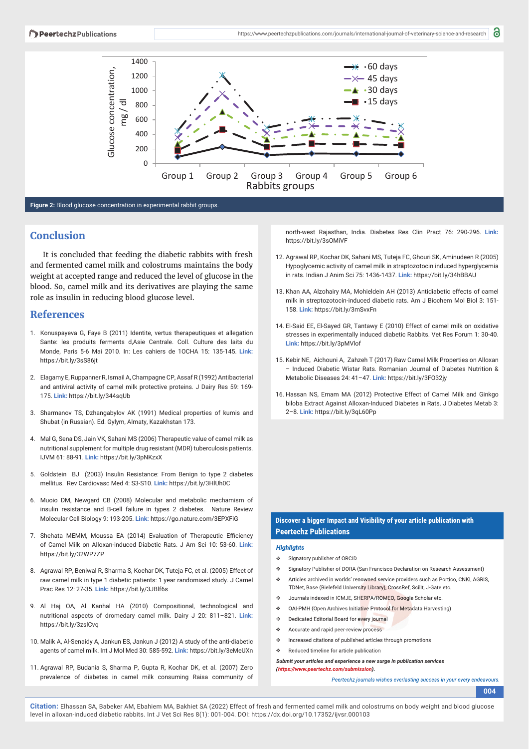1400
1200
1000
800
600
400
200
0

Glucose concentration, mg / dl

Group 1 Group 2 Group 3 Group 4 Group 5 Group 6

Rabbits groups

60 days
45 days
30 days
15 days

**Figure 2:** Blood glucose concentration in experimental rabbit groups.

## Conclusion

It is concluded that feeding the diabetic rabbits with fresh and fermented camel milk and colostrums maintains the body weight at accepted range and reduced the level of glucose in the blood. So, camel milk and its derivatives are playing the same role as insulin in reducing blood glucose level.

## References

1. Konuspayeva G, Faye B (2011) Identite, vertus therapeutiques et allegation Sante: les produits ferments d,Asie Centrale. Coll. Culture des laits du Monde, Paris 5-6 Mai 2010. In: Les cahiers de 1OCHA 15: 135-145. **Link:** https://bit.ly/3sS86jt

2. Elagamy E, Ruppanner R, Ismail A, Champagne CP, Assaf R (1992) Antibacterial and antiviral activity of camel milk protective proteins. J Dairy Res 59: 169-175. **Link:** https://bit.ly/344sqUb

3. Sharmanov TS, Dzhangabylov AK (1991) Medical properties of kumis and Shubat (in Russian). Ed. Gylym, Almaty, Kazakhstan 173.

4. Mal G, Sena DS, Jain VK, Sahani MS (2006) Therapeutic value of camel milk as nutritional supplement for multiple drug resistant (MDR) tuberculosis patients. IJVM 61: 88-91. **Link:** https://bit.ly/3pNKzxX

5. Goldstein BJ (2003) Insulin Resistance: From Benign to type 2 diabetes mellitus. Rev Cardiovasc Med 4: S3-S10. **Link:** https://bit.ly/3HlUh0C

6. Muoio DM, Newgard CB (2008) Molecular and metabolic mechamism of insulin resistance and B-cell failure in types 2 diabetes. Nature Review Molecular Cell Biology 9: 193-205. **Link:** https://go.nature.com/3EPXFiG

7. Shehata MEMM, Moussa EA (2014) Evaluation of Therapeutic Efficiency of Camel Milk on Alloxan-induced Diabetic Rats. J Am Sci 10: 53-60. **Link:** https://bit.ly/32WP7ZP

8. Agrawal RP, Beniwal R, Sharma S, Kochar DK, Tuteja FC, et al. (2005) Effect of raw camel milk in type 1 diabetic patients: 1 year randomised study. J Camel Prac Res 12: 27-35. **Link:** https://bit.ly/3JBlf6s

9. Al Haj OA, Al Kanhal HA (2010) Compositional, technological and nutritional aspects of dromedary camel milk. Dairy J 20: 811–821. **Link:** https://bit.ly/3zslCvq

10. Malik A, Al-Senaidy A, Jankun ES, Jankun J (2012) A study of the anti-diabetic agents of camel milk. Int J Mol Med 30: 585-592. **Link:** https://bit.ly/3eMeUXn

11. Agrawal RP, Budania S, Sharma P, Gupta R, Kochar DK, et al. (2007) Zero prevalence of diabetes in camel milk consuming Raisa community of north-west Rajasthan, India. Diabetes Res Clin Pract 76: 290-296. **Link:** https://bit.ly/3sOMiVF

12. Agrawal RP, Kochar DK, Sahani MS, Tuteja FC, Ghouri SK, Aminudeen R (2005) Hypoglycemic activity of camel milk in straptozotocin induced hyperglycemia in rats. Indian J Anim Sci 75: 1436-1437. **Link:** https://bit.ly/34hBBAU

13. Khan AA, Alzohairy MA, Mohieldein AH (2013) Antidiabetic effects of camel milk in streptozotocin-induced diabetic rats. Am J Biochem Mol Biol 3: 151-158. **Link:** https://bit.ly/3mSvxFn

14. El-Said EE, El-Sayed GR, Tantawy E (2010) Effect of camel milk on oxidative stresses in experimentally induced diabetic Rabbits. Vet Res Forum 1: 30-40. **Link:** https://bit.ly/3pMVlof

15. Kebir NE, Aichouni A, Zahzeh T (2017) Raw Camel Milk Properties on Alloxan – Induced Diabetic Wistar Rats. Romanian Journal of Diabetes Nutrition & Metabolic Diseases 24: 41–47. **Link:** https://bit.ly/3FO32jy

16. Hassan NS, Emam MA (2012) Protective Effect of Camel Milk and Ginkgo biloba Extract Against Alloxan-Induced Diabetes in Rats. J Diabetes Metab 3: 2–8. **Link:** https://bit.ly/3qL60Pp

**Discover a bigger Impact and Visibility of your article publication with Peertechz Publications**

***Highlights***

- Signatory publisher of ORCID
- Signatory Publisher of DORA (San Francisco Declaration on Research Assessment)
- Articles archived in worlds' renowned service providers such as Portico, CNKI, AGRIS, TDNet, Base (Bielefeld University Library), CrossRef, Scilit, J-Gate etc.
- Journals indexed in ICMJE, SHERPA/ROMEO, Google Scholar etc.
- OAI-PMH (Open Archives Initiative Protocol for Metadata Harvesting)
- Dedicated Editorial Board for every journal
- Accurate and rapid peer-review process
- Increased citations of published articles through promotions
- Reduced timeline for article publication

***Submit your articles and experience a new surge in publication services (https://www.peertechz.com/submission).***

*Peertechz journals wishes everlasting success in your every endeavours.*

**Citation:** Elhassan SA, Babeker AM, Ebahiem MA, Bakhiet SA (2022) Effect of fresh and fermented camel milk and colostrums on body weight and blood glucose level in alloxan-induced diabetic rabbits. Int J Vet Sci Res 8(1): 001-004. DOI: https://dx.doi.org/10.17352/ijvsr.000103